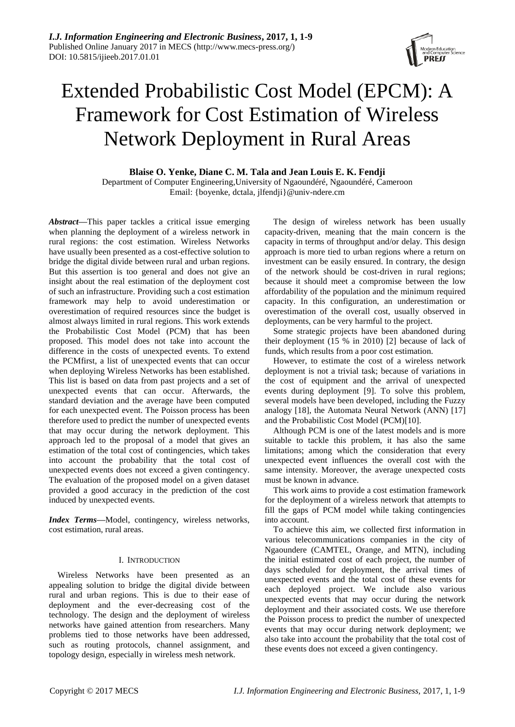# Extended Probabilistic Cost Model (EPCM): A Framework for Cost Estimation of Wireless Network Deployment in Rural Areas

**Blaise O. Yenke, Diane C. M. Tala and Jean Louis E. K. Fendji**

Department of Computer Engineering,University of Ngaoundéré, Ngaoundéré, Cameroon

Email: {boyenke, dctala, jlfendji}@univ-ndere.cm

***Abstract*—**This paper tackles a critical issue emerging when planning the deployment of a wireless network in rural regions: the cost estimation. Wireless Networks have usually been presented as a cost-effective solution to bridge the digital divide between rural and urban regions. But this assertion is too general and does not give an insight about the real estimation of the deployment cost of such an infrastructure. Providing such a cost estimation framework may help to avoid underestimation or overestimation of required resources since the budget is almost always limited in rural regions. This work extends the Probabilistic Cost Model (PCM) that has been proposed. This model does not take into account the difference in the costs of unexpected events. To extend the PCMfirst, a list of unexpected events that can occur when deploying Wireless Networks has been established. This list is based on data from past projects and a set of unexpected events that can occur. Afterwards, the standard deviation and the average have been computed for each unexpected event. The Poisson process has been therefore used to predict the number of unexpected events that may occur during the network deployment. This approach led to the proposal of a model that gives an estimation of the total cost of contingencies, which takes into account the probability that the total cost of unexpected events does not exceed a given contingency. The evaluation of the proposed model on a given dataset provided a good accuracy in the prediction of the cost induced by unexpected events.

***Index Terms*—**Model, contingency, wireless networks, cost estimation, rural areas.

## I. Introduction

Wireless Networks have been presented as an appealing solution to bridge the digital divide between rural and urban regions. This is due to their ease of deployment and the ever-decreasing cost of the technology. The design and the deployment of wireless networks have gained attention from researchers. Many problems tied to those networks have been addressed, such as routing protocols, channel assignment, and topology design, especially in wireless mesh network.

The design of wireless network has been usually capacity-driven, meaning that the main concern is the capacity in terms of throughput and/or delay. This design approach is more tied to urban regions where a return on investment can be easily ensured. In contrary, the design of the network should be cost-driven in rural regions; because it should meet a compromise between the low affordability of the population and the minimum required capacity. In this configuration, an underestimation or overestimation of the overall cost, usually observed in deployments, can be very harmful to the project.

Some strategic projects have been abandoned during their deployment (15 % in 2010) [2] because of lack of funds, which results from a poor cost estimation.

However, to estimate the cost of a wireless network deployment is not a trivial task; because of variations in the cost of equipment and the arrival of unexpected events during deployment [9]. To solve this problem, several models have been developed, including the Fuzzy analogy [18], the Automata Neural Network (ANN) [17] and the Probabilistic Cost Model (PCM)[10].

Although PCM is one of the latest models and is more suitable to tackle this problem, it has also the same limitations; among which the consideration that every unexpected event influences the overall cost with the same intensity. Moreover, the average unexpected costs must be known in advance.

This work aims to provide a cost estimation framework for the deployment of a wireless network that attempts to fill the gaps of PCM model while taking contingencies into account.

To achieve this aim, we collected first information in various telecommunications companies in the city of Ngaoundere (CAMTEL, Orange, and MTN), including the initial estimated cost of each project, the number of days scheduled for deployment, the arrival times of unexpected events and the total cost of these events for each deployed project. We include also various unexpected events that may occur during the network deployment and their associated costs. We use therefore the Poisson process to predict the number of unexpected events that may occur during network deployment; we also take into account the probability that the total cost of these events does not exceed a given contingency.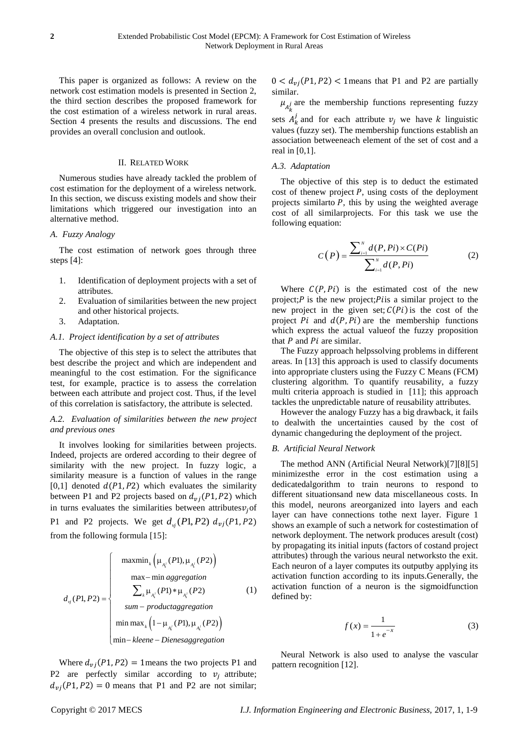This paper is organized as follows: A review on the network cost estimation models is presented in Section 2, the third section describes the proposed framework for the cost estimation of a wireless network in rural areas. Section 4 presents the results and discussions. The end provides an overall conclusion and outlook.

## II. RELATED WORK

Numerous studies have already tackled the problem of cost estimation for the deployment of a wireless network. In this section, we discuss existing models and show their limitations which triggered our investigation into an alternative method.

### A. Fuzzy Analogy

The cost estimation of network goes through three steps [4]:

1. Identification of deployment projects with a set of attributes.
2. Evaluation of similarities between the new project and other historical projects.
3. Adaptation.

#### A.1. Project identification by a set of attributes

The objective of this step is to select the attributes that best describe the project and which are independent and meaningful to the cost estimation. For the significance test, for example, practice is to assess the correlation between each attribute and project cost. Thus, if the level of this correlation is satisfactory, the attribute is selected.

#### A.2. Evaluation of similarities between the new project and previous ones

It involves looking for similarities between projects. Indeed, projects are ordered according to their degree of similarity with the new project. In fuzzy logic, a similarity measure is a function of values in the range [0,1] denoted $d(P1, P2)$ which evaluates the similarity between P1 and P2 projects based on $d_{vj}(P1, P2)$ which in turns evaluates the similarities between attributes $v_j$ of P1 and P2 projects. We get $d_{vj}(P1, P2)$ $d_{vj}(P1, P2)$ from the following formula [15]:

$$d_{vj}(P1,P2)=\begin{cases}\max\min_k\left(\mu_{A_k^j}(P1),\mu_{A_k^j}(P2)\right)\\ \text{max}-\text{min } aggregation\\ \sum_k \mu_{A_k^j}(P1)*\mu_{A_k^j}(P2)\\ sum-product aggregation\\ \min\max_k\left(1-\mu_{A_k^j}(P1),\mu_{A_k^j}(P2)\right)\\ \text{min}-kleene-Dienes aggregation\end{cases} \quad (1)$$

Where $d_{vj}(P1, P2) = 1$ means the two projects P1 and P2 are perfectly similar according to $v_j$ attribute; $d_{vj}(P1, P2) = 0$ means that P1 and P2 are not similar; $0 < d_{vj}(P1, P2) < 1$ means that P1 and P2 are partially similar.

$\mu_{A_k^j}$ are the membership functions representing fuzzy sets $A_k^j$ and for each attribute $v_j$ we have $k$ linguistic values (fuzzy set). The membership functions establish an association betweeneach element of the set of cost and a real in [0,1].

#### A.3. Adaptation

The objective of this step is to deduct the estimated cost of thenew project $P$, using costs of the deployment projects similarto $P$, this by using the weighted average cost of all similarprojects. For this task we use the following equation:

$$C(P)=\frac{\sum_{i=1}^{N} d(P,Pi)\times C(Pi)}{\sum_{i=1}^{N} d(P,Pi)} \quad (2)$$

Where $C(P, Pi)$ is the estimated cost of the new project;$P$ is the new project;$Pi$is a similar project to the new project in the given set; $C(Pi)$ is the cost of the project $Pi$ and $d(P, Pi)$ are the membership functions which express the actual valueof the fuzzy proposition that $P$ and $Pi$ are similar.

The Fuzzy approach helpssolving problems in different areas. In [13] this approach is used to classify documents into appropriate clusters using the Fuzzy C Means (FCM) clustering algorithm. To quantify reusability, a fuzzy multi criteria approach is studied in [11]; this approach tackles the unpredictable nature of reusability attributes.

However the analogy Fuzzy has a big drawback, it fails to dealwith the uncertainties caused by the cost of dynamic changeduring the deployment of the project.

### B. Artificial Neural Network

The method ANN (Artificial Neural Network)[7][8][5] minimizesthe error in the cost estimation using a dedicatedalgorithm to train neurons to respond to different situationsand new data miscellaneous costs. In this model, neurons areorganized into layers and each layer can have connections tothe next layer. Figure 1 shows an example of such a network for costestimation of network deployment. The network produces aresult (cost) by propagating its initial inputs (factors of costand project attributes) through the various neural networksto the exit. Each neuron of a layer computes its outputby applying its activation function according to its inputs.Generally, the activation function of a neuron is the sigmoidfunction defined by:

$$f(x)=\frac{1}{1+e^{-x}} \quad (3)$$

Neural Network is also used to analyse the vascular pattern recognition [12].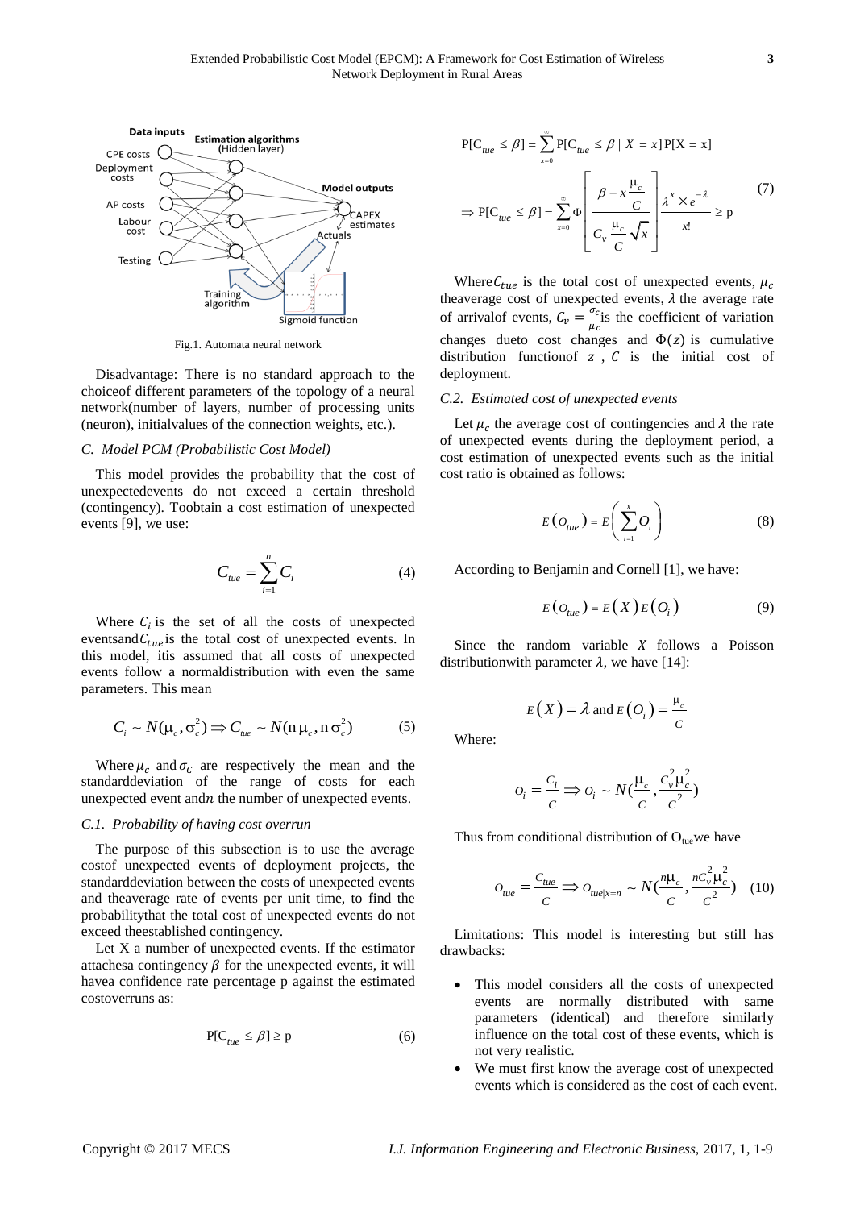Fig.1. Automata neural network

Disadvantage: There is no standard approach to the choiceof different parameters of the topology of a neural network(number of layers, number of processing units (neuron), initialvalues of the connection weights, etc.).

### C. Model PCM (Probabilistic Cost Model)

This model provides the probability that the cost of unexpectedevents do not exceed a certain threshold (contingency). Toobtain a cost estimation of unexpected events [9], we use:

$$C_{tue} = \sum_{i=1}^{n} C_i \tag{4}$$

Where $C_i$ is the set of all the costs of unexpected eventsand $C_{tue}$ is the total cost of unexpected events. In this model, itis assumed that all costs of unexpected events follow a normaldistribution with even the same parameters. This mean

$$C_i \sim N(\mu_c, \sigma_c^2) \Rightarrow C_{tue} \sim N(n\,\mu_c, n\,\sigma_c^2) \tag{5}$$

Where $\mu_c$ and $\sigma_C$ are respectively the mean and the standarddeviation of the range of costs for each unexpected event and $n$ the number of unexpected events.

#### C.1. Probability of having cost overrun

The purpose of this subsection is to use the average costof unexpected events of deployment projects, the standarddeviation between the costs of unexpected events and theaverage rate of events per unit time, to find the probabilitythat the total cost of unexpected events do not exceed theestablished contingency.

Let X a number of unexpected events. If the estimator attachesa contingency $\beta$ for the unexpected events, it will havea confidence rate percentage p against the estimated costoverruns as:

$$\mathrm{P}[C_{tue} \le \beta] \ge \mathrm{p} \tag{6}$$

$$\mathrm{P}[C_{tue} \le \beta] = \sum_{x=0}^{\infty} \mathrm{P}[C_{tue} \le \beta \mid X = x]\,\mathrm{P}[X = x]$$

$$\Rightarrow \mathrm{P}[C_{tue} \le \beta] = \sum_{x=0}^{\infty} \Phi\left[\frac{\beta - x\frac{\mu_c}{C}}{C_v \frac{\mu_c}{C}\sqrt{x}}\right]\frac{\lambda^x \times e^{-\lambda}}{x!} \ge \mathrm{p} \tag{7}$$

Where $C_{tue}$ is the total cost of unexpected events, $\mu_c$ theaverage cost of unexpected events, $\lambda$ the average rate of arrivalof events, $C_v = \frac{\sigma_c}{\mu_c}$ is the coefficient of variation changes dueto cost changes and $\Phi(z)$ is cumulative distribution functionof $z$, $C$ is the initial cost of deployment.

#### C.2. Estimated cost of unexpected events

Let $\mu_c$ the average cost of contingencies and $\lambda$ the rate of unexpected events during the deployment period, a cost estimation of unexpected events such as the initial cost ratio is obtained as follows:

$$E\left(O_{tue}\right) = E\left(\sum_{i=1}^{X} O_i\right) \tag{8}$$

According to Benjamin and Cornell [1], we have:

$$E\left(O_{tue}\right) = E\left(X\right)E\left(O_i\right) \tag{9}$$

Since the random variable $X$ follows a Poisson distributionwith parameter $\lambda$, we have [14]:

$$E\left(X\right) = \lambda \text{ and } E\left(O_i\right) = \frac{\mu_c}{C}$$

Where:

$$O_i = \frac{C_i}{C} \Rightarrow O_i \sim N\left(\frac{\mu_c}{C}, \frac{C_v^2 \mu_c^2}{C^2}\right)$$

Thus from conditional distribution of $O_{tue}$ we have

$$O_{tue} = \frac{C_{tue}}{C} \Rightarrow O_{tue|x=n} \sim N\left(\frac{n\mu_c}{C}, \frac{nC_v^2 \mu_c^2}{C^2}\right) \tag{10}$$

Limitations: This model is interesting but still has drawbacks:

- This model considers all the costs of unexpected events are normally distributed with same parameters (identical) and therefore similarly influence on the total cost of these events, which is not very realistic.
- We must first know the average cost of unexpected events which is considered as the cost of each event.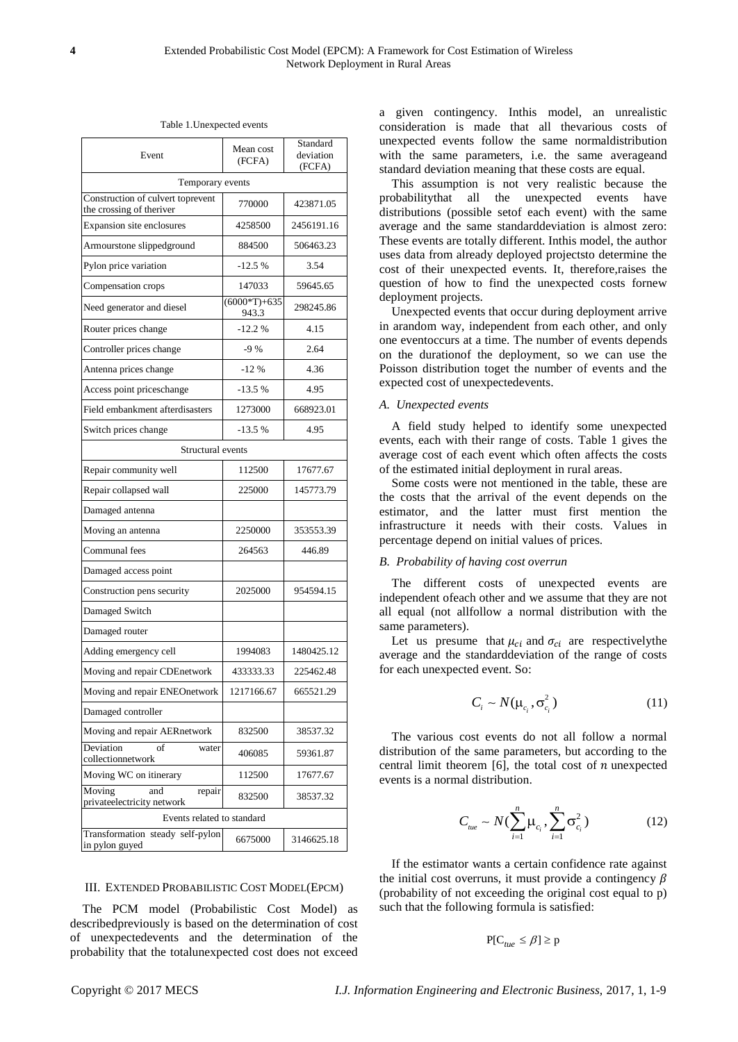Table 1.Unexpected events

| Event | Mean cost (FCFA) | Standard deviation (FCFA) |
|---|---|---|
| Temporary events | | |
| Construction of culvert toprevent the crossing of theriver | 770000 | 423871.05 |
| Expansion site enclosures | 4258500 | 2456191.16 |
| Armourstone slippedground | 884500 | 506463.23 |
| Pylon price variation | -12.5 % | 3.54 |
| Compensation crops | 147033 | 59645.65 |
| Need generator and diesel | (6000*T)+635 943.3 | 298245.86 |
| Router prices change | -12.2 % | 4.15 |
| Controller prices change | -9 % | 2.64 |
| Antenna prices change | -12 % | 4.36 |
| Access point priceschange | -13.5 % | 4.95 |
| Field embankment afterdisasters | 1273000 | 668923.01 |
| Switch prices change | -13.5 % | 4.95 |
| Structural events | | |
| Repair community well | 112500 | 17677.67 |
| Repair collapsed wall | 225000 | 145773.79 |
| Damaged antenna | | |
| Moving an antenna | 2250000 | 353553.39 |
| Communal fees | 264563 | 446.89 |
| Damaged access point | | |
| Construction pens security | 2025000 | 954594.15 |
| Damaged Switch | | |
| Damaged router | | |
| Adding emergency cell | 1994083 | 1480425.12 |
| Moving and repair CDEnetwork | 433333.33 | 225462.48 |
| Moving and repair ENEOnetwork | 1217166.67 | 665521.29 |
| Damaged controller | | |
| Moving and repair AERnetwork | 832500 | 38537.32 |
| Deviation of water collectionnetwork | 406085 | 59361.87 |
| Moving WC on itinerary | 112500 | 17677.67 |
| Moving and repair privateelectricity network | 832500 | 38537.32 |
| Events related to standard | | |
| Transformation steady self-pylon in pylon guyed | 6675000 | 3146625.18 |

## III. Extended Probabilistic Cost Model(EPCM)

The PCM model (Probabilistic Cost Model) as describedpreviously is based on the determination of cost of unexpectedevents and the determination of the probability that the totalunexpected cost does not exceed a given contingency. Inthis model, an unrealistic consideration is made that all thevarious costs of unexpected events follow the same normaldistribution with the same parameters, i.e. the same averageand standard deviation meaning that these costs are equal.

This assumption is not very realistic because the probabilitythat all the unexpected events have distributions (possible setof each event) with the same average and the same standarddeviation is almost zero: These events are totally different. Inthis model, the author uses data from already deployed projectsto determine the cost of their unexpected events. It, therefore,raises the question of how to find the unexpected costs fornew deployment projects.

Unexpected events that occur during deployment arrive in arandom way, independent from each other, and only one eventoccurs at a time. The number of events depends on the durationof the deployment, so we can use the Poisson distribution toget the number of events and the expected cost of unexpectedevents.

### *A. Unexpected events*

A field study helped to identify some unexpected events, each with their range of costs. Table 1 gives the average cost of each event which often affects the costs of the estimated initial deployment in rural areas.

Some costs were not mentioned in the table, these are the costs that the arrival of the event depends on the estimator, and the latter must first mention the infrastructure it needs with their costs. Values in percentage depend on initial values of prices.

### *B. Probability of having cost overrun*

The different costs of unexpected events are independent ofeach other and we assume that they are not all equal (not allfollow a normal distribution with the same parameters).

Let us presume that $\mu_{ci}$ and $\sigma_{ci}$ are respectivelythe average and the standarddeviation of the range of costs for each unexpected event. So:

$$C_i \sim N(\mu_{c_i}, \sigma_{c_i}^2) \tag{11}$$

The various cost events do not all follow a normal distribution of the same parameters, but according to the central limit theorem [6], the total cost of $n$ unexpected events is a normal distribution.

$$C_{tue} \sim N(\sum_{i=1}^{n} \mu_{c_i}, \sum_{i=1}^{n} \sigma_{c_i}^2) \tag{12}$$

If the estimator wants a certain confidence rate against the initial cost overruns, it must provide a contingency $\beta$ (probability of not exceeding the original cost equal to p) such that the following formula is satisfied:

$$P[C_{tue} \le \beta] \ge p$$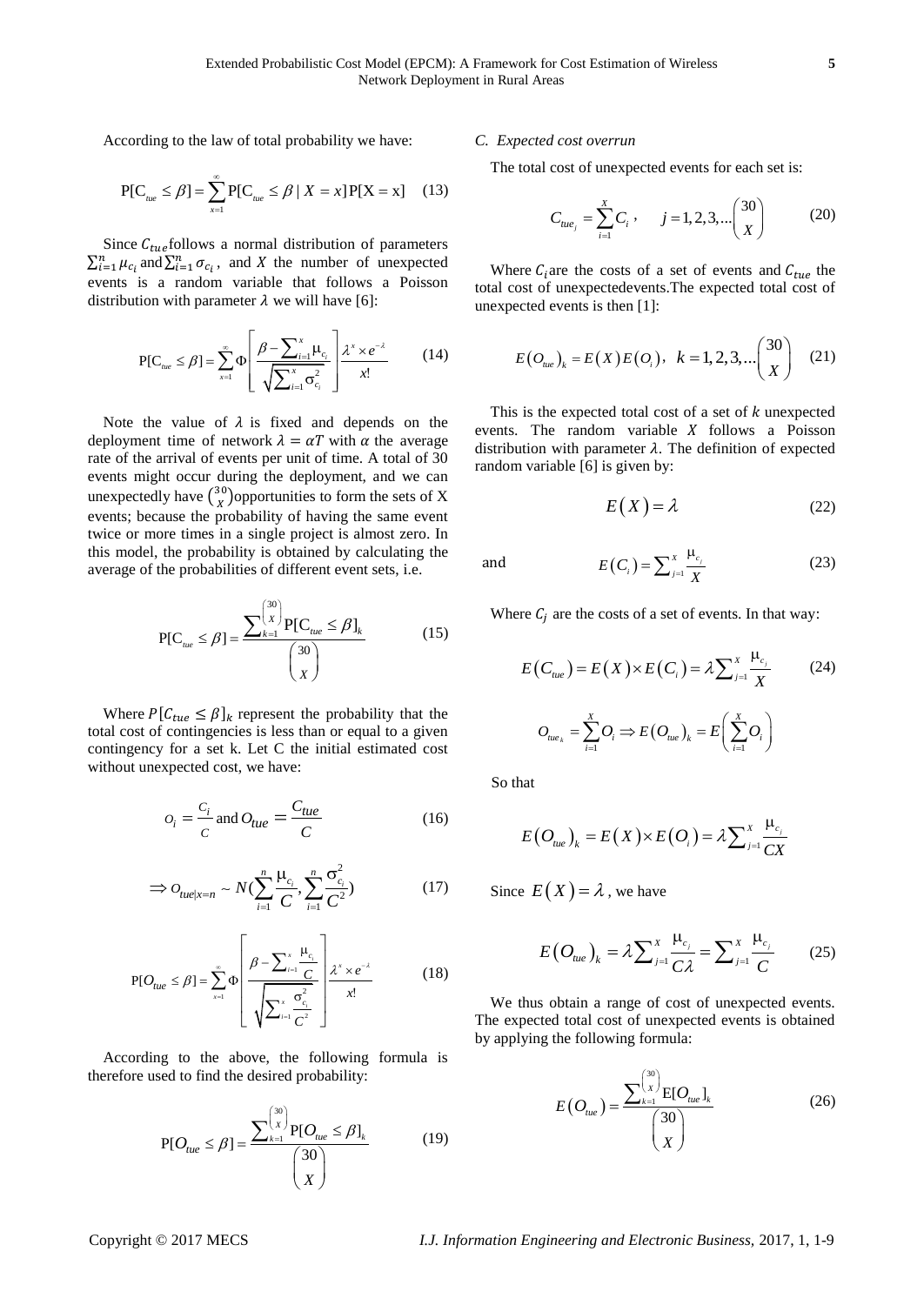According to the law of total probability we have:

$$\mathrm{P}[\mathrm{C}_{tue} \leq \beta] = \sum_{x=1}^{\infty} \mathrm{P}[\mathrm{C}_{tue} \leq \beta \mid X = x]\,\mathrm{P}[\mathrm{X} = \mathrm{x}] \quad (13)$$

Since $C_{tue}$ follows a normal distribution of parameters $\sum_{i=1}^{n} \mu_{c_i}$ and $\sum_{i=1}^{n} \sigma_{c_i}$, and $X$ the number of unexpected events is a random variable that follows a Poisson distribution with parameter $\lambda$ we will have [6]:

$$\mathrm{P}[\mathrm{C}_{tue} \leq \beta] = \sum_{x=1}^{\infty} \Phi\left[\frac{\beta - \sum_{i=1}^{x} \mu_{c_i}}{\sqrt{\sum_{i=1}^{x} \sigma_{c_i}^2}}\right] \frac{\lambda^x \times e^{-\lambda}}{x!} \quad (14)$$

Note the value of $\lambda$ is fixed and depends on the deployment time of network $\lambda = \alpha T$ with $\alpha$ the average rate of the arrival of events per unit of time. A total of 30 events might occur during the deployment, and we can unexpectedly have $\binom{30}{X}$ opportunities to form the sets of X events; because the probability of having the same event twice or more times in a single project is almost zero. In this model, the probability is obtained by calculating the average of the probabilities of different event sets, i.e.

$$\mathrm{P}[\mathrm{C}_{tue} \leq \beta] = \frac{\sum_{k=1}^{\binom{30}{X}} \mathrm{P}[\mathrm{C}_{tue} \leq \beta]_k}{\binom{30}{X}} \quad (15)$$

Where $P[C_{tue} \leq \beta]_k$ represent the probability that the total cost of contingencies is less than or equal to a given contingency for a set k. Let C the initial estimated cost without unexpected cost, we have:

$$O_i = \frac{C_i}{C} \text{ and } O_{tue} = \frac{C_{tue}}{C} \quad (16)$$

$$\Rightarrow O_{tue|x=n} \sim N\left(\sum_{i=1}^{n} \frac{\mu_{c_i}}{C}, \sum_{i=1}^{n} \frac{\sigma_{c_i}^2}{C^2}\right) \quad (17)$$

$$\mathrm{P}[O_{tue} \leq \beta] = \sum_{x=1}^{\infty} \Phi\left[\frac{\beta - \sum_{i=1}^{x} \frac{\mu_{c_i}}{C}}{\sqrt{\sum_{i=1}^{x} \frac{\sigma_{c_i}^2}{C^2}}}\right] \frac{\lambda^x \times e^{-\lambda}}{x!} \quad (18)$$

According to the above, the following formula is therefore used to find the desired probability:

$$\mathrm{P}[O_{tue} \leq \beta] = \frac{\sum_{k=1}^{\binom{30}{X}} \mathrm{P}[O_{tue} \leq \beta]_k}{\binom{30}{X}} \quad (19)$$

### C. Expected cost overrun

The total cost of unexpected events for each set is:

$$C_{tue_j} = \sum_{i=1}^{X} C_i, \quad j = 1, 2, 3, \ldots \binom{30}{X} \quad (20)$$

Where $C_i$ are the costs of a set of events and $C_{tue}$ the total cost of unexpectedevents.The expected total cost of unexpected events is then [1]:

$$E(O_{tue})_k = E(X)\,E(O_i), \quad k = 1, 2, 3, \ldots \binom{30}{X} \quad (21)$$

This is the expected total cost of a set of $k$ unexpected events. The random variable $X$ follows a Poisson distribution with parameter $\lambda$. The definition of expected random variable [6] is given by:

$$E(X) = \lambda \quad (22)$$

and

$$E(C_i) = \sum_{j=1}^{X} \frac{\mu_{c_j}}{X} \quad (23)$$

Where $C_j$ are the costs of a set of events. In that way:

$$E(C_{tue}) = E(X) \times E(C_i) = \lambda \sum_{j=1}^{X} \frac{\mu_{c_j}}{X} \quad (24)$$

$$O_{tue_k} = \sum_{i=1}^{X} O_i \Rightarrow E(O_{tue})_k = E\left(\sum_{i=1}^{X} O_i\right)$$

So that

$$E(O_{tue})_k = E(X) \times E(O_i) = \lambda \sum_{j=1}^{X} \frac{\mu_{c_j}}{CX}$$

Since $E(X) = \lambda$, we have

$$E(O_{tue})_k = \lambda \sum_{j=1}^{X} \frac{\mu_{c_j}}{C\lambda} = \sum_{j=1}^{X} \frac{\mu_{c_j}}{C} \quad (25)$$

We thus obtain a range of cost of unexpected events. The expected total cost of unexpected events is obtained by applying the following formula:

$$E(O_{tue}) = \frac{\sum_{k=1}^{\binom{30}{X}} \mathrm{E}[O_{tue}]_k}{\binom{30}{X}} \quad (26)$$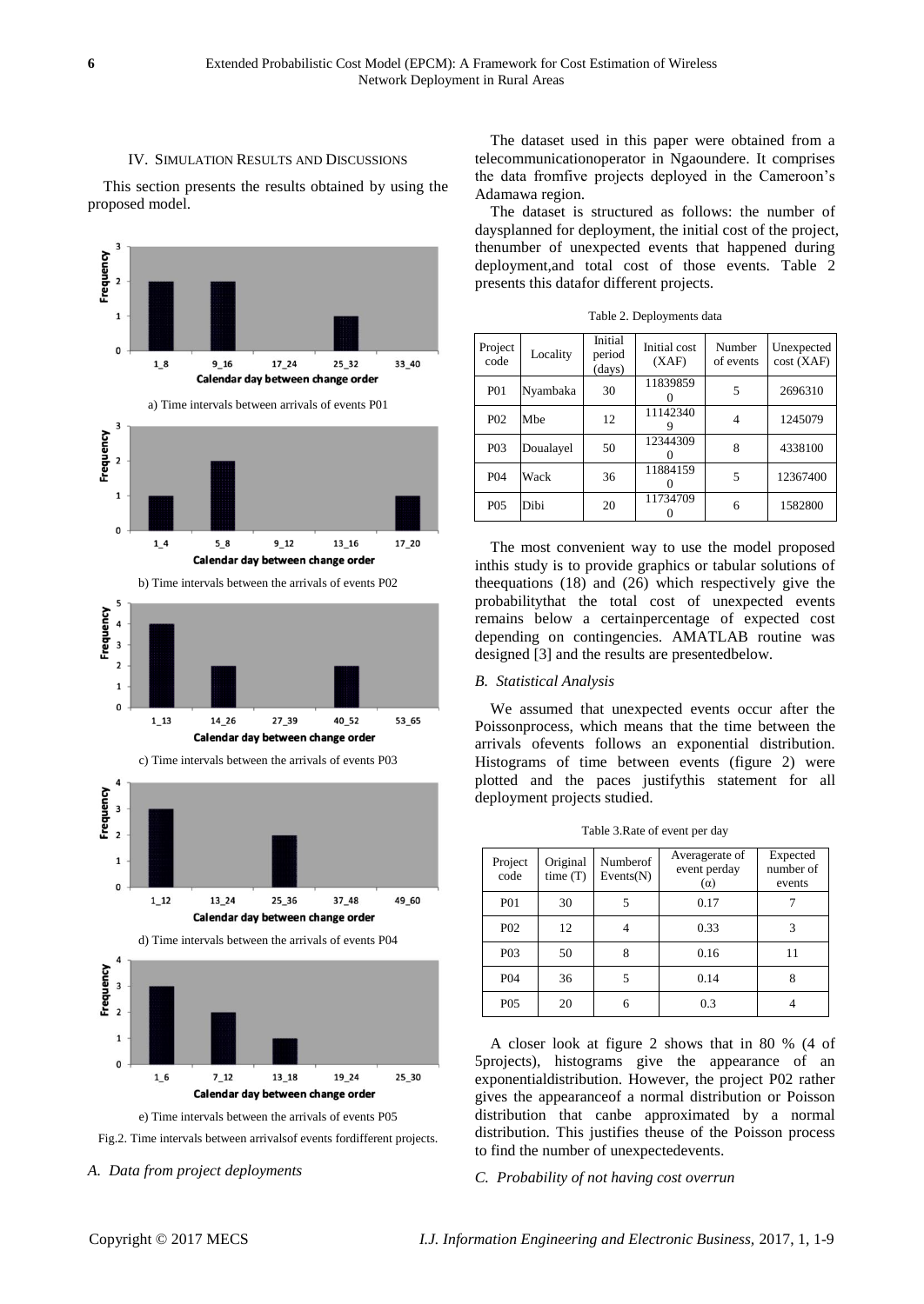## IV. SIMULATION RESULTS AND DISCUSSIONS

This section presents the results obtained by using the proposed model.

a) Time intervals between arrivals of events P01

b) Time intervals between the arrivals of events P02

c) Time intervals between the arrivals of events P03

d) Time intervals between the arrivals of events P04

e) Time intervals between the arrivals of events P05

Fig.2. Time intervals between arrivalsof events fordifferent projects.

### *A. Data from project deployments*

The dataset used in this paper were obtained from a telecommunicationoperator in Ngaoundere. It comprises the data fromfive projects deployed in the Cameroon's Adamawa region.

The dataset is structured as follows: the number of daysplanned for deployment, the initial cost of the project, thenumber of unexpected events that happened during deployment,and total cost of those events. Table 2 presents this datafor different projects.

Table 2. Deployments data

| Project code | Locality | Initial period (days) | Initial cost (XAF) | Number of events | Unexpected cost (XAF) |
|---|---|---|---|---|---|
| P01 | Nyambaka | 30 | 118398590 | 5 | 2696310 |
| P02 | Mbe | 12 | 111423409 | 4 | 1245079 |
| P03 | Doualayel | 50 | 123443090 | 8 | 4338100 |
| P04 | Wack | 36 | 118841590 | 5 | 12367400 |
| P05 | Dibi | 20 | 117347090 | 6 | 1582800 |

The most convenient way to use the model proposed inthis study is to provide graphics or tabular solutions of theequations (18) and (26) which respectively give the probabilitythat the total cost of unexpected events remains below a certainpercentage of expected cost depending on contingencies. AMATLAB routine was designed [3] and the results are presentedbelow.

### *B. Statistical Analysis*

We assumed that unexpected events occur after the Poissonprocess, which means that the time between the arrivals ofevents follows an exponential distribution. Histograms of time between events (figure 2) were plotted and the paces justifythis statement for all deployment projects studied.

Table 3.Rate of event per day

| Project code | Original time (T) | Numberof Events(N) | Averagerate of event perday ($\alpha$) | Expected number of events |
|---|---|---|---|---|
| P01 | 30 | 5 | 0.17 | 7 |
| P02 | 12 | 4 | 0.33 | 3 |
| P03 | 50 | 8 | 0.16 | 11 |
| P04 | 36 | 5 | 0.14 | 8 |
| P05 | 20 | 6 | 0.3 | 4 |

A closer look at figure 2 shows that in 80 % (4 of 5projects), histograms give the appearance of an exponentialdistribution. However, the project P02 rather gives the appearanceof a normal distribution or Poisson distribution that canbe approximated by a normal distribution. This justifies theuse of the Poisson process to find the number of unexpectedevents.

### *C. Probability of not having cost overrun*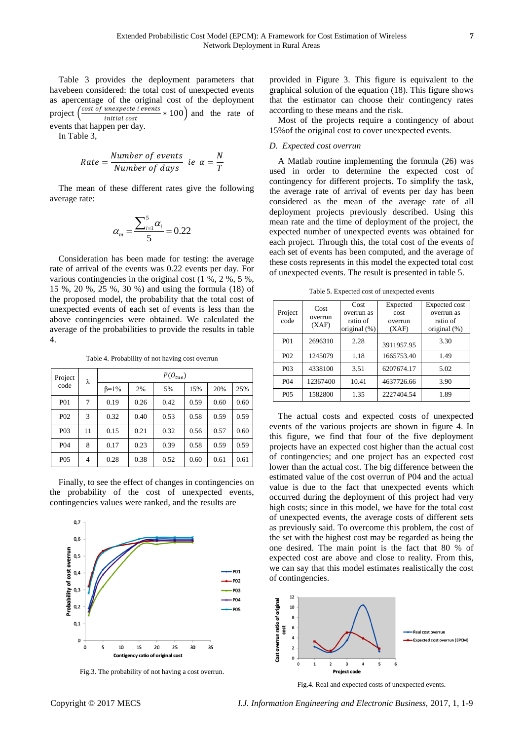Table 3 provides the deployment parameters that havebeen considered: the total cost of unexpected events as apercentage of the original cost of the deployment project $\left(\frac{cost\ of\ unexpecte\ d\ events}{initial\ cost} * 100\right)$ and the rate of events that happen per day.

In Table 3,

$$Rate = \frac{Number\ of\ events}{Number\ of\ days} \quad ie\ \alpha = \frac{N}{T}$$

The mean of these different rates give the following average rate:

$$\alpha_m = \frac{\sum_{i=1}^{5} \alpha_i}{5} = 0.22$$

Consideration has been made for testing: the average rate of arrival of the events was 0.22 events per day. For various contingencies in the original cost (1 %, 2 %, 5 %, 15 %, 20 %, 25 %, 30 %) and using the formula (18) of the proposed model, the probability that the total cost of unexpected events of each set of events is less than the above contingencies were obtained. We calculated the average of the probabilities to provide the results in table 4.

Table 4. Probability of not having cost overrun

| Project code | λ | $P(O_{tue})$ | | | | | |
|---|---|---|---|---|---|---|---|
| | | β=1% | 2% | 5% | 15% | 20% | 25% |
| P01 | 7 | 0.19 | 0.26 | 0.42 | 0.59 | 0.60 | 0.60 |
| P02 | 3 | 0.32 | 0.40 | 0.53 | 0.58 | 0.59 | 0.59 |
| P03 | 11 | 0.15 | 0.21 | 0.32 | 0.56 | 0.57 | 0.60 |
| P04 | 8 | 0.17 | 0.23 | 0.39 | 0.58 | 0.59 | 0.59 |
| P05 | 4 | 0.28 | 0.38 | 0.52 | 0.60 | 0.61 | 0.61 |

Finally, to see the effect of changes in contingencies on the probability of the cost of unexpected events, contingencies values were ranked, and the results are provided in Figure 3. This figure is equivalent to the graphical solution of the equation (18). This figure shows that the estimator can choose their contingency rates according to these means and the risk.

Fig.3. The probability of not having a cost overrun.

Most of the projects require a contingency of about 15%of the original cost to cover unexpected events.

### D. Expected cost overrun

A Matlab routine implementing the formula (26) was used in order to determine the expected cost of contingency for different projects. To simplify the task, the average rate of arrival of events per day has been considered as the mean of the average rate of all deployment projects previously described. Using this mean rate and the time of deployment of the project, the expected number of unexpected events was obtained for each project. Through this, the total cost of the events of each set of events has been computed, and the average of these costs represents in this model the expected total cost of unexpected events. The result is presented in table 5.

Table 5. Expected cost of unexpected events

| Project code | Cost overrun (XAF) | Cost overrun as ratio of original (%) | Expected cost overrun (XAF) | Expected cost overrun as ratio of original (%) |
|---|---|---|---|---|
| P01 | 2696310 | 2.28 | 3911957.95 | 3.30 |
| P02 | 1245079 | 1.18 | 1665753.40 | 1.49 |
| P03 | 4338100 | 3.51 | 6207674.17 | 5.02 |
| P04 | 12367400 | 10.41 | 4637726.66 | 3.90 |
| P05 | 1582800 | 1.35 | 2227404.54 | 1.89 |

The actual costs and expected costs of unexpected events of the various projects are shown in figure 4. In this figure, we find that four of the five deployment projects have an expected cost higher than the actual cost of contingencies; and one project has an expected cost lower than the actual cost. The big difference between the estimated value of the cost overrun of P04 and the actual value is due to the fact that unexpected events which occurred during the deployment of this project had very high costs; since in this model, we have for the total cost of unexpected events, the average costs of different sets as previously said. To overcome this problem, the cost of the set with the highest cost may be regarded as being the one desired. The main point is the fact that 80 % of expected cost are above and close to reality. From this, we can say that this model estimates realistically the cost of contingencies.

Fig.4. Real and expected costs of unexpected events.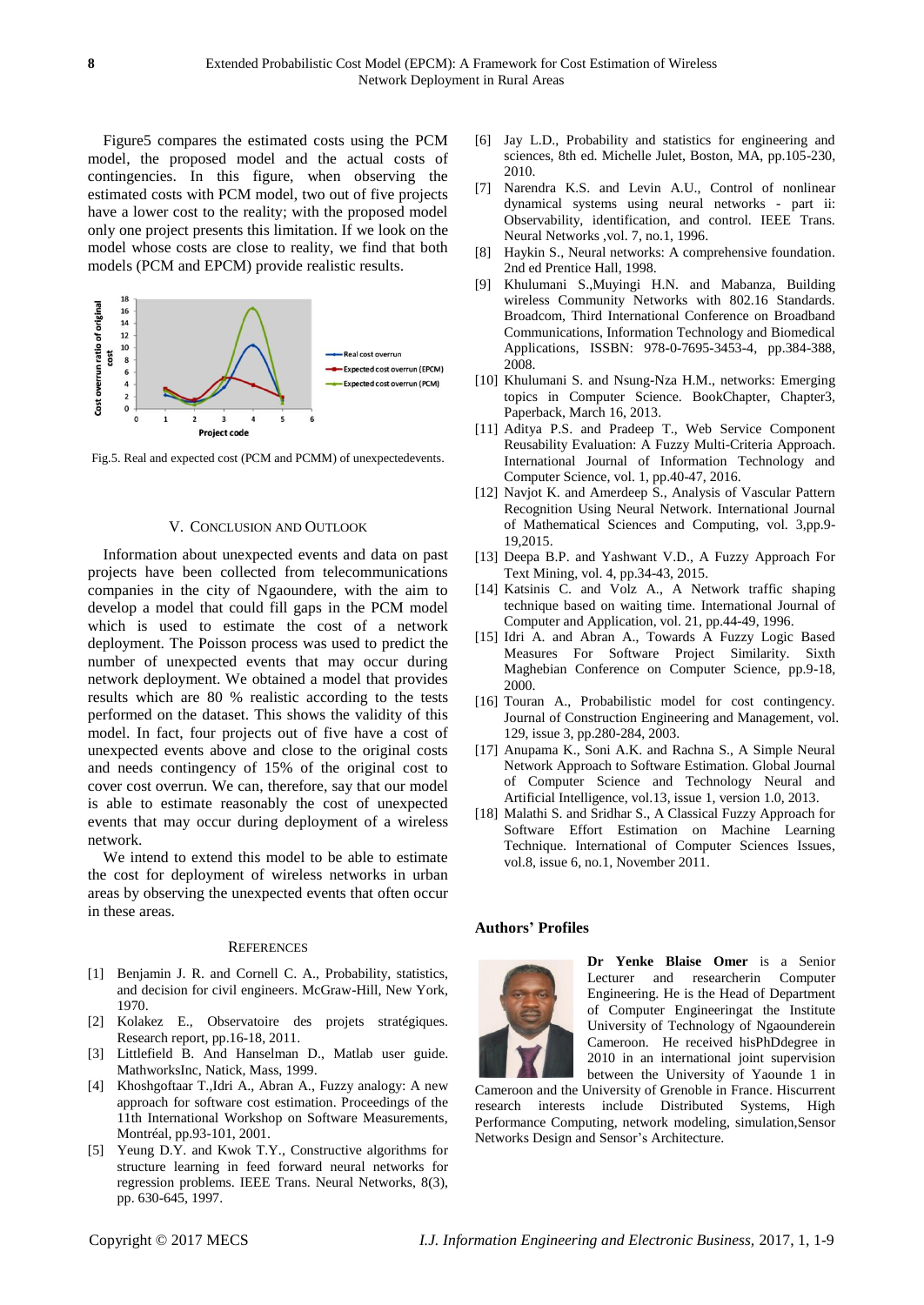Figure5 compares the estimated costs using the PCM model, the proposed model and the actual costs of contingencies. In this figure, when observing the estimated costs with PCM model, two out of five projects have a lower cost to the reality; with the proposed model only one project presents this limitation. If we look on the model whose costs are close to reality, we find that both models (PCM and EPCM) provide realistic results.

Fig.5. Real and expected cost (PCM and PCMM) of unexpectedevents.

## V. Conclusion and Outlook

Information about unexpected events and data on past projects have been collected from telecommunications companies in the city of Ngaoundere, with the aim to develop a model that could fill gaps in the PCM model which is used to estimate the cost of a network deployment. The Poisson process was used to predict the number of unexpected events that may occur during network deployment. We obtained a model that provides results which are 80 % realistic according to the tests performed on the dataset. This shows the validity of this model. In fact, four projects out of five have a cost of unexpected events above and close to the original costs and needs contingency of 15% of the original cost to cover cost overrun. We can, therefore, say that our model is able to estimate reasonably the cost of unexpected events that may occur during deployment of a wireless network.

We intend to extend this model to be able to estimate the cost for deployment of wireless networks in urban areas by observing the unexpected events that often occur in these areas.

## References

[1] Benjamin J. R. and Cornell C. A., Probability, statistics, and decision for civil engineers. McGraw-Hill, New York, 1970.

[2] Kolakez E., Observatoire des projets stratégiques. Research report, pp.16-18, 2011.

[3] Littlefield B. And Hanselman D., Matlab user guide. MathworksInc, Natick, Mass, 1999.

[4] Khoshgoftaar T.,Idri A., Abran A., Fuzzy analogy: A new approach for software cost estimation. Proceedings of the 11th International Workshop on Software Measurements, Montréal, pp.93-101, 2001.

[5] Yeung D.Y. and Kwok T.Y., Constructive algorithms for structure learning in feed forward neural networks for regression problems. IEEE Trans. Neural Networks, 8(3), pp. 630-645, 1997.

[6] Jay L.D., Probability and statistics for engineering and sciences, 8th ed. Michelle Julet, Boston, MA, pp.105-230, 2010.

[7] Narendra K.S. and Levin A.U., Control of nonlinear dynamical systems using neural networks - part ii: Observability, identification, and control. IEEE Trans. Neural Networks ,vol. 7, no.1, 1996.

[8] Haykin S., Neural networks: A comprehensive foundation. 2nd ed Prentice Hall, 1998.

[9] Khulumani S.,Muyingi H.N. and Mabanza, Building wireless Community Networks with 802.16 Standards. Broadcom, Third International Conference on Broadband Communications, Information Technology and Biomedical Applications, ISSBN: 978-0-7695-3453-4, pp.384-388, 2008.

[10] Khulumani S. and Nsung-Nza H.M., networks: Emerging topics in Computer Science. BookChapter, Chapter3, Paperback, March 16, 2013.

[11] Aditya P.S. and Pradeep T., Web Service Component Reusability Evaluation: A Fuzzy Multi-Criteria Approach. International Journal of Information Technology and Computer Science, vol. 1, pp.40-47, 2016.

[12] Navjot K. and Amerdeep S., Analysis of Vascular Pattern Recognition Using Neural Network. International Journal of Mathematical Sciences and Computing, vol. 3,pp.9-19,2015.

[13] Deepa B.P. and Yashwant V.D., A Fuzzy Approach For Text Mining, vol. 4, pp.34-43, 2015.

[14] Katsinis C. and Volz A., A Network traffic shaping technique based on waiting time. International Journal of Computer and Application, vol. 21, pp.44-49, 1996.

[15] Idri A. and Abran A., Towards A Fuzzy Logic Based Measures For Software Project Similarity. Sixth Maghebian Conference on Computer Science, pp.9-18, 2000.

[16] Touran A., Probabilistic model for cost contingency. Journal of Construction Engineering and Management, vol. 129, issue 3, pp.280-284, 2003.

[17] Anupama K., Soni A.K. and Rachna S., A Simple Neural Network Approach to Software Estimation. Global Journal of Computer Science and Technology Neural and Artificial Intelligence, vol.13, issue 1, version 1.0, 2013.

[18] Malathi S. and Sridhar S., A Classical Fuzzy Approach for Software Effort Estimation on Machine Learning Technique. International of Computer Sciences Issues, vol.8, issue 6, no.1, November 2011.

## Authors' Profiles

**Dr Yenke Blaise Omer** is a Senior Lecturer and researcherin Computer Engineering. He is the Head of Department of Computer Engineeringat the Institute University of Technology of Ngaoundere Cameroon. He received hisPhDdegree in 2010 in an international joint supervision between the University of Yaounde 1 in Cameroon and the University of Grenoble in France. Hiscurrent research interests include Distributed Systems, High Performance Computing, network modeling, simulation,Sensor Networks Design and Sensor's Architecture.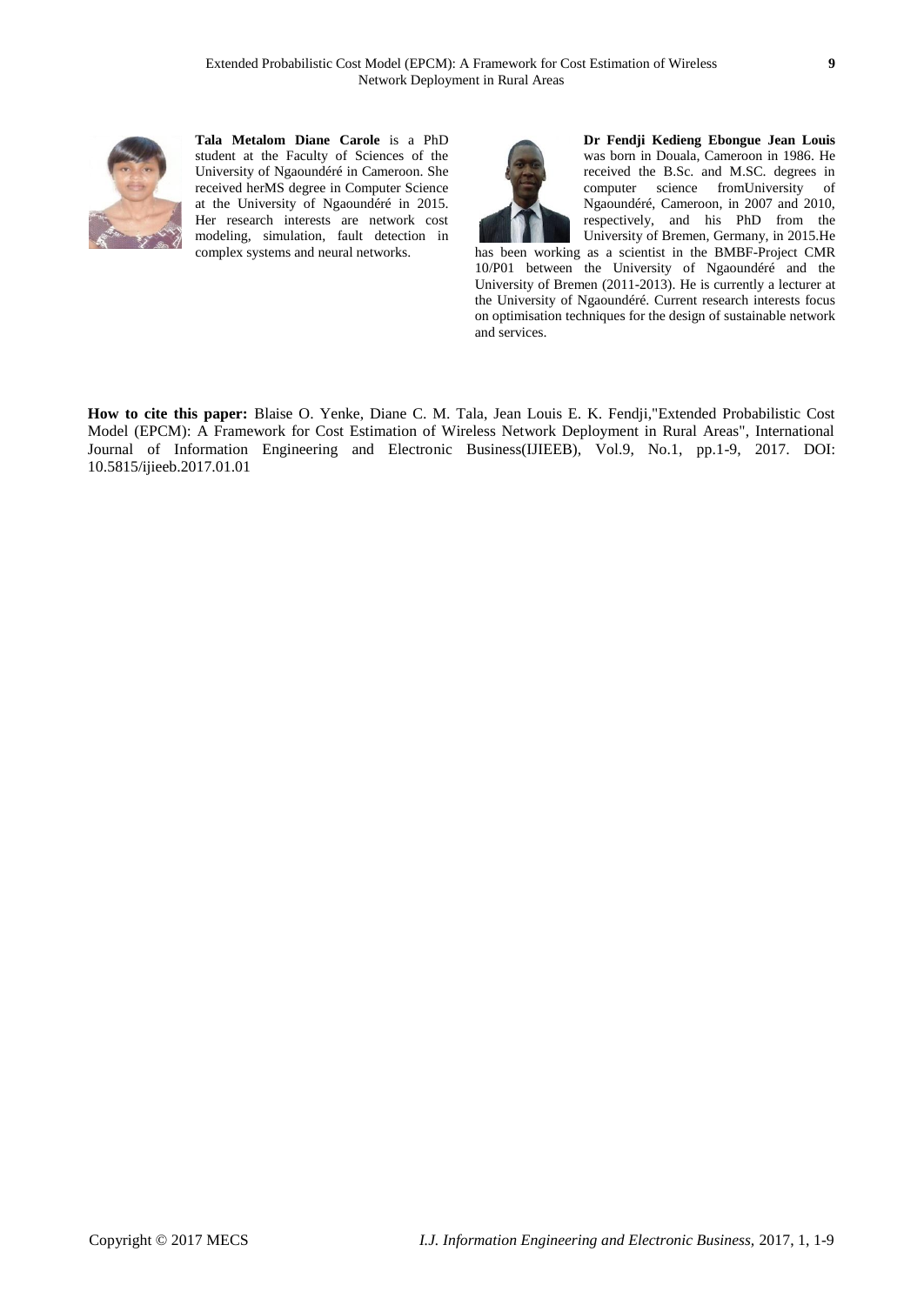**Tala Metalom Diane Carole** is a PhD student at the Faculty of Sciences of the University of Ngaoundéré in Cameroon. She received herMS degree in Computer Science at the University of Ngaoundéré in 2015. Her research interests are network cost modeling, simulation, fault detection in complex systems and neural networks.

**Dr Fendji Kedieng Ebongue Jean Louis** was born in Douala, Cameroon in 1986. He received the B.Sc. and M.SC. degrees in computer science fromUniversity of Ngaoundéré, Cameroon, in 2007 and 2010, respectively, and his PhD from the University of Bremen, Germany, in 2015.He has been working as a scientist in the BMBF-Project CMR 10/P01 between the University of Ngaoundéré and the University of Bremen (2011-2013). He is currently a lecturer at the University of Ngaoundéré. Current research interests focus on optimisation techniques for the design of sustainable network and services.

**How to cite this paper:** Blaise O. Yenke, Diane C. M. Tala, Jean Louis E. K. Fendji,"Extended Probabilistic Cost Model (EPCM): A Framework for Cost Estimation of Wireless Network Deployment in Rural Areas", International Journal of Information Engineering and Electronic Business(IJIEEB), Vol.9, No.1, pp.1-9, 2017. DOI: 10.5815/ijieeb.2017.01.01